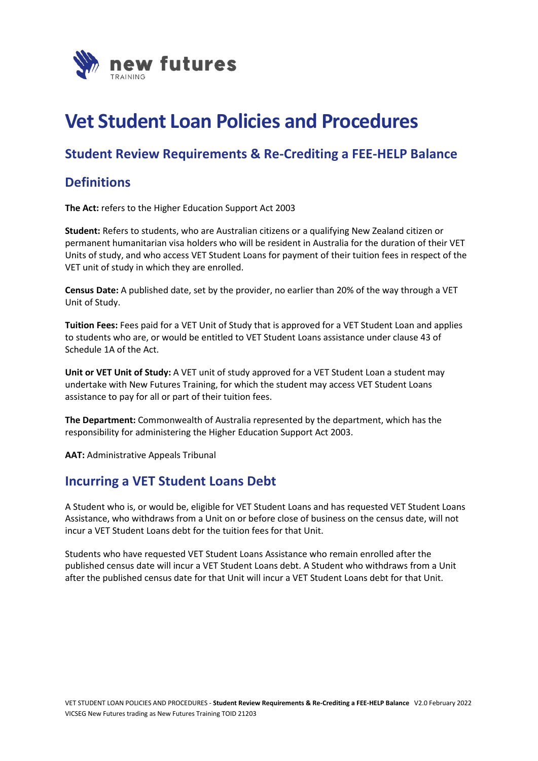# Vet Student Loan Policies and Procedures

## Student Review Requirements & Re-Crediting a FEE-HELP Balance

## Definitions

**The Act:** refers to the Higher Education Support Act 2003

**Student:** Refers to students, who are Australian citizens or a qualifying New Zealand citizen or permanent humanitarian visa holders who will be resident in Australia for the duration of their VET Units of study, and who access VET Student Loans for payment of their tuition fees in respect of the VET unit of study in which they are enrolled.

**Census Date:** A published date, set by the provider, no earlier than 20% of the way through a VET Unit of Study.

**Tuition Fees:** Fees paid for a VET Unit of Study that is approved for a VET Student Loan and applies to students who are, or would be entitled to VET Student Loans assistance under clause 43 of Schedule 1A of the Act.

**Unit or VET Unit of Study:** A VET unit of study approved for a VET Student Loan a student may undertake with New Futures Training, for which the student may access VET Student Loans assistance to pay for all or part of their tuition fees.

**The Department:** Commonwealth of Australia represented by the department, which has the responsibility for administering the Higher Education Support Act 2003.

**AAT:** Administrative Appeals Tribunal

## Incurring a VET Student Loans Debt

A Student who is, or would be, eligible for VET Student Loans and has requested VET Student Loans Assistance, who withdraws from a Unit on or before close of business on the census date, will not incur a VET Student Loans debt for the tuition fees for that Unit.

Students who have requested VET Student Loans Assistance who remain enrolled after the published census date will incur a VET Student Loans debt. A Student who withdraws from a Unit after the published census date for that Unit will incur a VET Student Loans debt for that Unit.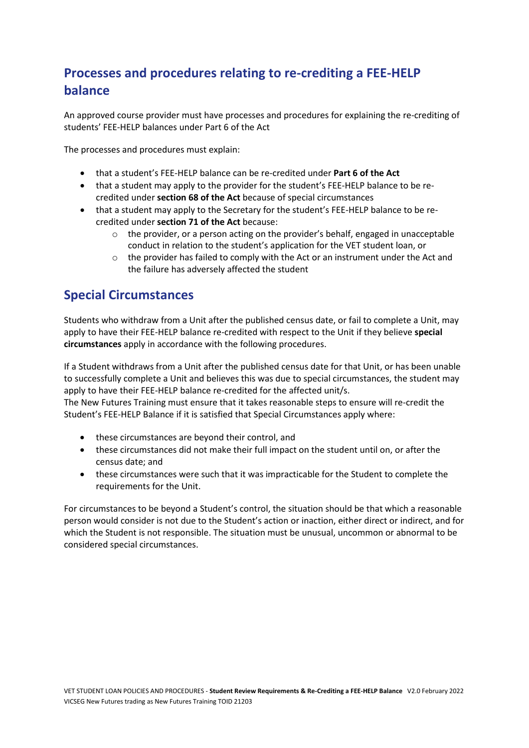## Processes and procedures relating to re-crediting a FEE-HELP balance

An approved course provider must have processes and procedures for explaining the re-crediting of students' FEE-HELP balances under Part 6 of the Act

The processes and procedures must explain:

- that a student's FEE-HELP balance can be re-credited under **Part 6 of the Act**
- that a student may apply to the provider for the student's FEE-HELP balance to be re-credited under **section 68 of the Act** because of special circumstances
- that a student may apply to the Secretary for the student's FEE-HELP balance to be re-credited under **section 71 of the Act** because:
  - the provider, or a person acting on the provider's behalf, engaged in unacceptable conduct in relation to the student's application for the VET student loan, or
  - the provider has failed to comply with the Act or an instrument under the Act and the failure has adversely affected the student

## Special Circumstances

Students who withdraw from a Unit after the published census date, or fail to complete a Unit, may apply to have their FEE-HELP balance re-credited with respect to the Unit if they believe **special circumstances** apply in accordance with the following procedures.

If a Student withdraws from a Unit after the published census date for that Unit, or has been unable to successfully complete a Unit and believes this was due to special circumstances, the student may apply to have their FEE-HELP balance re-credited for the affected unit/s.
The New Futures Training must ensure that it takes reasonable steps to ensure will re-credit the Student's FEE-HELP Balance if it is satisfied that Special Circumstances apply where:

- these circumstances are beyond their control, and
- these circumstances did not make their full impact on the student until on, or after the census date; and
- these circumstances were such that it was impracticable for the Student to complete the requirements for the Unit.

For circumstances to be beyond a Student's control, the situation should be that which a reasonable person would consider is not due to the Student's action or inaction, either direct or indirect, and for which the Student is not responsible. The situation must be unusual, uncommon or abnormal to be considered special circumstances.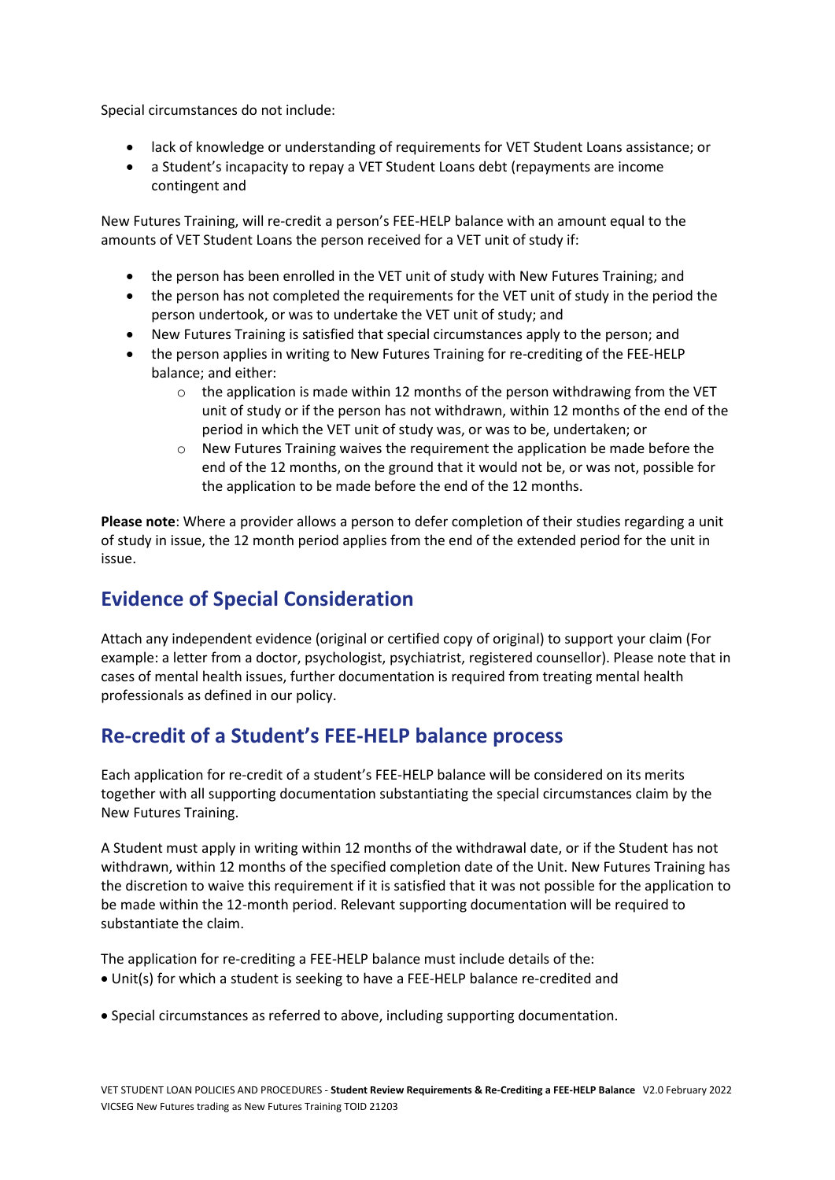Special circumstances do not include:

- lack of knowledge or understanding of requirements for VET Student Loans assistance; or
- a Student's incapacity to repay a VET Student Loans debt (repayments are income contingent and

New Futures Training, will re-credit a person's FEE-HELP balance with an amount equal to the amounts of VET Student Loans the person received for a VET unit of study if:

- the person has been enrolled in the VET unit of study with New Futures Training; and
- the person has not completed the requirements for the VET unit of study in the period the person undertook, or was to undertake the VET unit of study; and
- New Futures Training is satisfied that special circumstances apply to the person; and
- the person applies in writing to New Futures Training for re-crediting of the FEE-HELP balance; and either:
    - the application is made within 12 months of the person withdrawing from the VET unit of study or if the person has not withdrawn, within 12 months of the end of the period in which the VET unit of study was, or was to be, undertaken; or
    - New Futures Training waives the requirement the application be made before the end of the 12 months, on the ground that it would not be, or was not, possible for the application to be made before the end of the 12 months.

**Please note**: Where a provider allows a person to defer completion of their studies regarding a unit of study in issue, the 12 month period applies from the end of the extended period for the unit in issue.

## Evidence of Special Consideration

Attach any independent evidence (original or certified copy of original) to support your claim (For example: a letter from a doctor, psychologist, psychiatrist, registered counsellor). Please note that in cases of mental health issues, further documentation is required from treating mental health professionals as defined in our policy.

## Re-credit of a Student's FEE-HELP balance process

Each application for re-credit of a student's FEE-HELP balance will be considered on its merits together with all supporting documentation substantiating the special circumstances claim by the New Futures Training.

A Student must apply in writing within 12 months of the withdrawal date, or if the Student has not withdrawn, within 12 months of the specified completion date of the Unit. New Futures Training has the discretion to waive this requirement if it is satisfied that it was not possible for the application to be made within the 12-month period. Relevant supporting documentation will be required to substantiate the claim.

The application for re-crediting a FEE-HELP balance must include details of the:

- Unit(s) for which a student is seeking to have a FEE-HELP balance re-credited and
- Special circumstances as referred to above, including supporting documentation.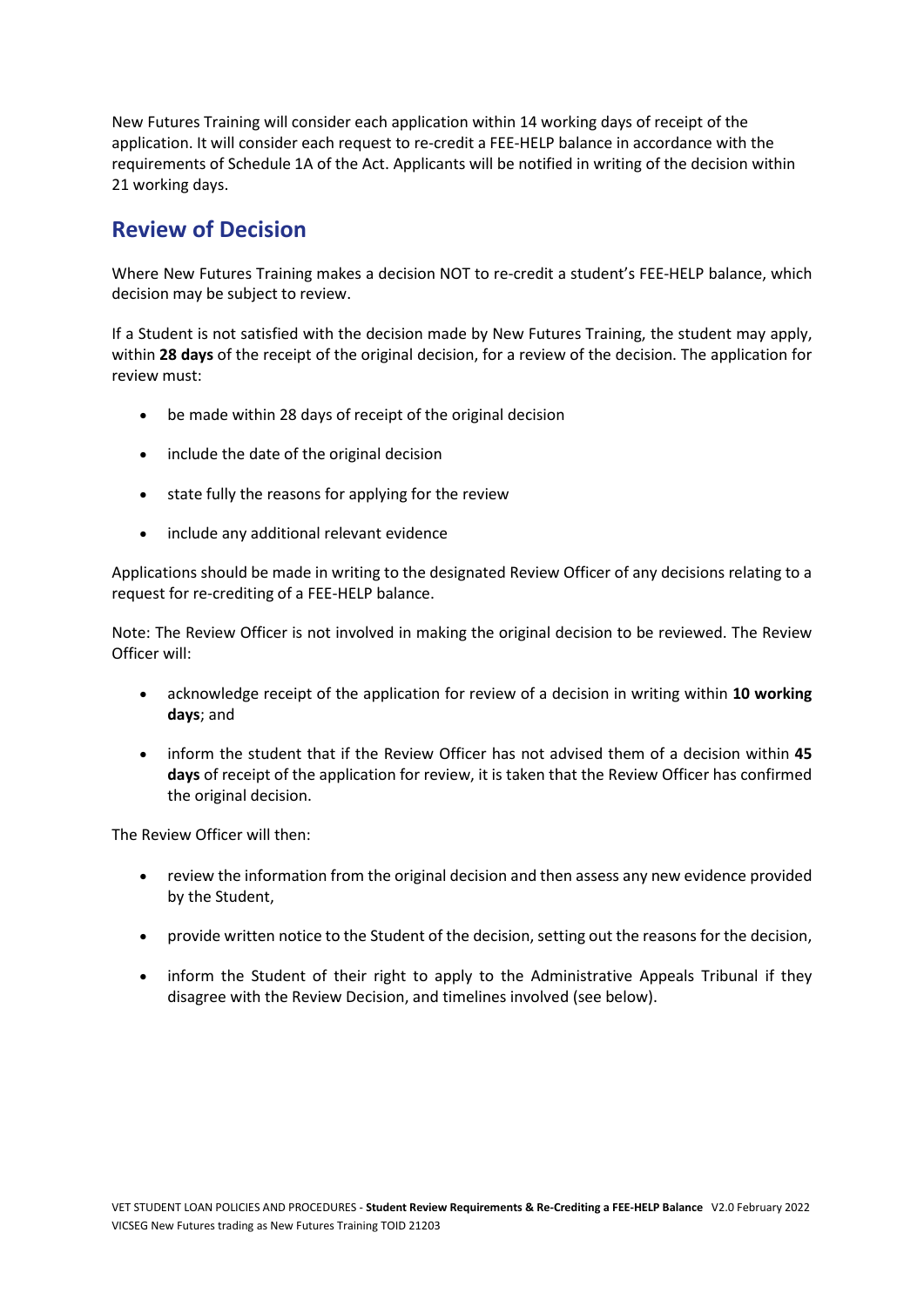New Futures Training will consider each application within 14 working days of receipt of the application. It will consider each request to re-credit a FEE-HELP balance in accordance with the requirements of Schedule 1A of the Act. Applicants will be notified in writing of the decision within 21 working days.

## Review of Decision

Where New Futures Training makes a decision NOT to re-credit a student's FEE-HELP balance, which decision may be subject to review.

If a Student is not satisfied with the decision made by New Futures Training, the student may apply, within **28 days** of the receipt of the original decision, for a review of the decision. The application for review must:

- be made within 28 days of receipt of the original decision
- include the date of the original decision
- state fully the reasons for applying for the review
- include any additional relevant evidence

Applications should be made in writing to the designated Review Officer of any decisions relating to a request for re-crediting of a FEE-HELP balance.

Note: The Review Officer is not involved in making the original decision to be reviewed. The Review Officer will:

- acknowledge receipt of the application for review of a decision in writing within **10 working days**; and
- inform the student that if the Review Officer has not advised them of a decision within **45 days** of receipt of the application for review, it is taken that the Review Officer has confirmed the original decision.

The Review Officer will then:

- review the information from the original decision and then assess any new evidence provided by the Student,
- provide written notice to the Student of the decision, setting out the reasons for the decision,
- inform the Student of their right to apply to the Administrative Appeals Tribunal if they disagree with the Review Decision, and timelines involved (see below).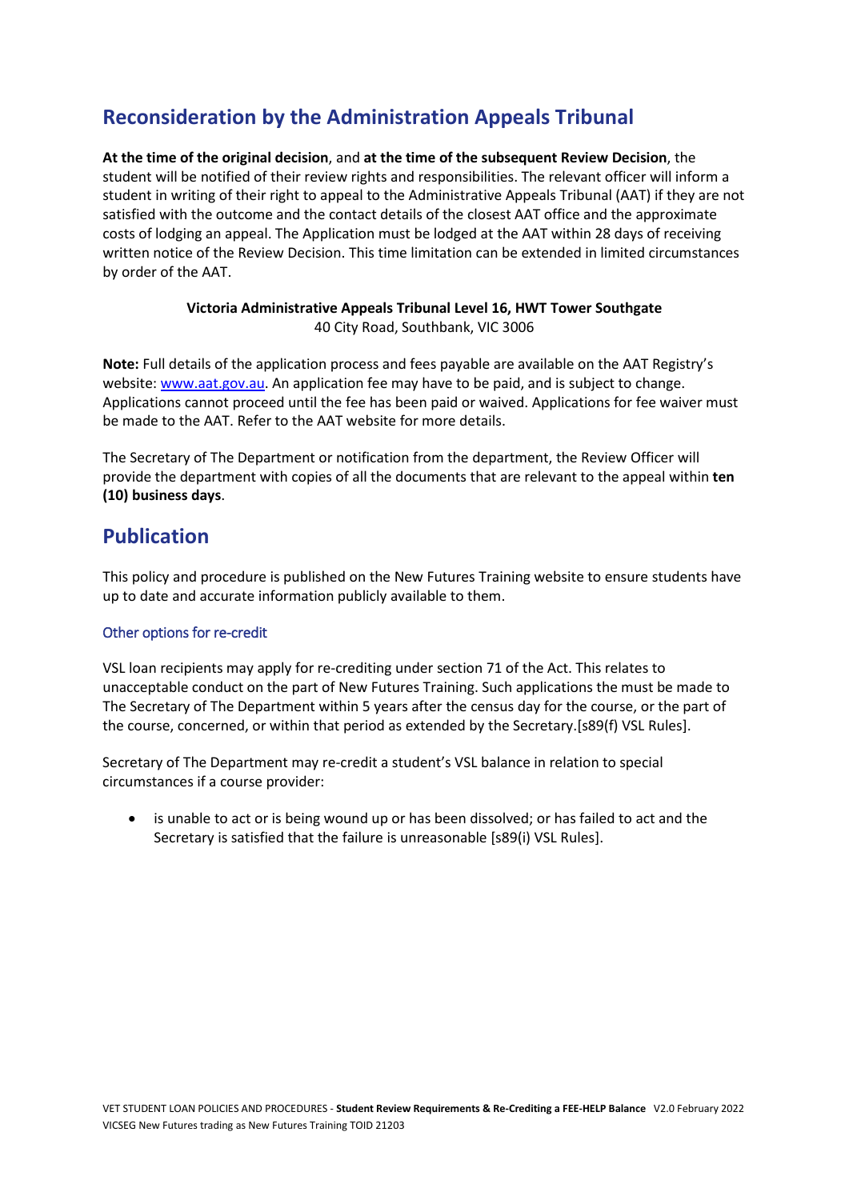## Reconsideration by the Administration Appeals Tribunal

**At the time of the original decision**, and **at the time of the subsequent Review Decision**, the student will be notified of their review rights and responsibilities. The relevant officer will inform a student in writing of their right to appeal to the Administrative Appeals Tribunal (AAT) if they are not satisfied with the outcome and the contact details of the closest AAT office and the approximate costs of lodging an appeal. The Application must be lodged at the AAT within 28 days of receiving written notice of the Review Decision. This time limitation can be extended in limited circumstances by order of the AAT.

**Victoria Administrative Appeals Tribunal Level 16, HWT Tower Southgate**
40 City Road, Southbank, VIC 3006

**Note:** Full details of the application process and fees payable are available on the AAT Registry's website: [www.aat.gov.au](http://www.aat.gov.au). An application fee may have to be paid, and is subject to change. Applications cannot proceed until the fee has been paid or waived. Applications for fee waiver must be made to the AAT. Refer to the AAT website for more details.

The Secretary of The Department or notification from the department, the Review Officer will provide the department with copies of all the documents that are relevant to the appeal within **ten (10) business days**.

## Publication

This policy and procedure is published on the New Futures Training website to ensure students have up to date and accurate information publicly available to them.

### Other options for re-credit

VSL loan recipients may apply for re-crediting under section 71 of the Act. This relates to unacceptable conduct on the part of New Futures Training. Such applications the must be made to The Secretary of The Department within 5 years after the census day for the course, or the part of the course, concerned, or within that period as extended by the Secretary.[s89(f) VSL Rules].

Secretary of The Department may re-credit a student's VSL balance in relation to special circumstances if a course provider:

- is unable to act or is being wound up or has been dissolved; or has failed to act and the Secretary is satisfied that the failure is unreasonable [s89(i) VSL Rules].